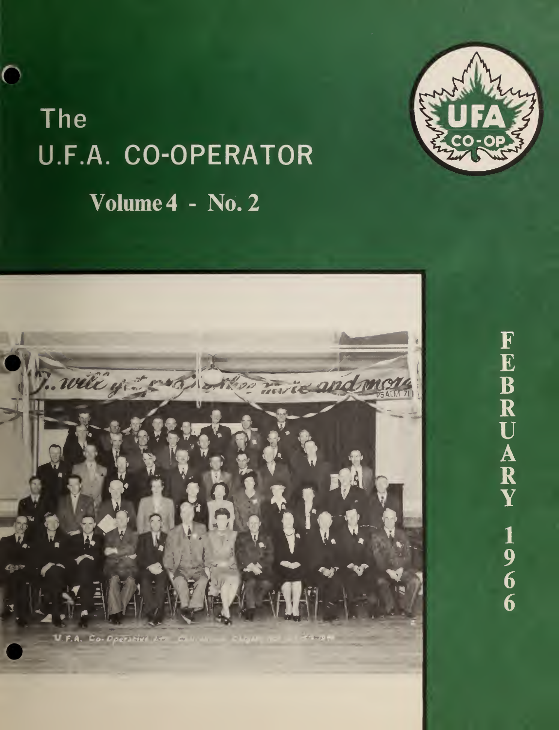# The U.F.A. CO-OPERATOR

## Volume 4 - No. 2

UFA CO-OP

FEBRUARY 1966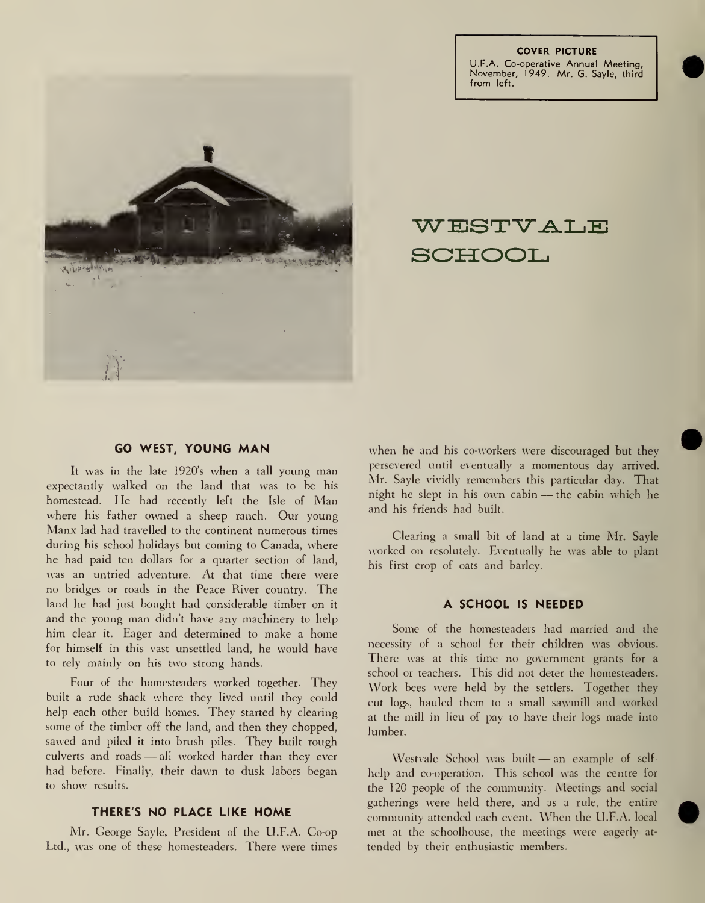**COVER PICTURE**
U.F.A. Co-operative Annual Meeting, November, 1949. Mr. G. Sayle, third from left.

# WESTVALE SCHOOL

### GO WEST, YOUNG MAN

It was in the late 1920's when a tall young man expectantly walked on the land that was to be his homestead. He had recently left the Isle of Man where his father owned a sheep ranch. Our young Manx lad had travelled to the continent numerous times during his school holidays but coming to Canada, where he had paid ten dollars for a quarter section of land, was an untried adventure. At that time there were no bridges or roads in the Peace River country. The land he had just bought had considerable timber on it and the young man didn't have any machinery to help him clear it. Eager and determined to make a home for himself in this vast unsettled land, he would have to rely mainly on his two strong hands.

Four of the homesteaders worked together. They built a rude shack where they lived until they could help each other build homes. They started by clearing some of the timber off the land, and then they chopped, sawed and piled it into brush piles. They built rough culverts and roads — all worked harder than they ever had before. Finally, their dawn to dusk labors began to show results.

### THERE'S NO PLACE LIKE HOME

Mr. George Sayle, President of the U.F.A. Co-op Ltd., was one of these homesteaders. There were times when he and his co-workers were discouraged but they persevered until eventually a momentous day arrived. Mr. Sayle vividly remembers this particular day. That night he slept in his own cabin — the cabin which he and his friends had built.

Clearing a small bit of land at a time Mr. Sayle worked on resolutely. Eventually he was able to plant his first crop of oats and barley.

### A SCHOOL IS NEEDED

Some of the homesteaders had married and the necessity of a school for their children was obvious. There was at this time no government grants for a school or teachers. This did not deter the homesteaders. Work bees were held by the settlers. Together they cut logs, hauled them to a small sawmill and worked at the mill in lieu of pay to have their logs made into lumber.

Westvale School was built — an example of self-help and co-operation. This school was the centre for the 120 people of the community. Meetings and social gatherings were held there, and as a rule, the entire community attended each event. When the U.F.A. local met at the schoolhouse, the meetings were eagerly attended by their enthusiastic members.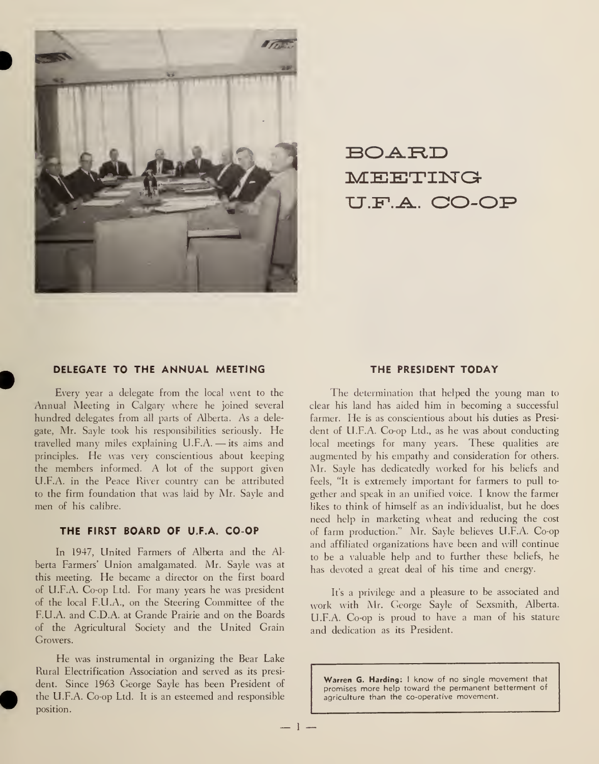# BOARD MEETING U.F.A. CO-OP

### DELEGATE TO THE ANNUAL MEETING

Every year a delegate from the local went to the Annual Meeting in Calgary where he joined several hundred delegates from all parts of Alberta. As a delegate, Mr. Sayle took his responsibilities seriously. He travelled many miles explaining U.F.A. — its aims and principles. He was very conscientious about keeping the members informed. A lot of the support given U.F.A. in the Peace River country can be attributed to the firm foundation that was laid by Mr. Sayle and men of his calibre.

### THE FIRST BOARD OF U.F.A. CO-OP

In 1947, United Farmers of Alberta and the Alberta Farmers' Union amalgamated. Mr. Sayle was at this meeting. He became a director on the first board of U.F.A. Co-op Ltd. For many years he was president of the local F.U.A., on the Steering Committee of the F.U.A. and C.D.A. at Grande Prairie and on the Boards of the Agricultural Society and the United Grain Growers.

He was instrumental in organizing the Bear Lake Rural Electrification Association and served as its president. Since 1963 George Sayle has been President of the U.F.A. Co-op Ltd. It is an esteemed and responsible position.

### THE PRESIDENT TODAY

The determination that helped the young man to clear his land has aided him in becoming a successful farmer. He is as conscientious about his duties as President of U.F.A. Co-op Ltd., as he was about conducting local meetings for many years. These qualities are augmented by his empathy and consideration for others. Mr. Sayle has dedicatedly worked for his beliefs and feels, "It is extremely important for farmers to pull together and speak in an unified voice. I know the farmer likes to think of himself as an individualist, but he does need help in marketing wheat and reducing the cost of farm production." Mr. Sayle believes U.F.A. Co-op and affiliated organizations have been and will continue to be a valuable help and to further these beliefs, he has devoted a great deal of his time and energy.

It's a privilege and a pleasure to be associated and work with Mr. George Sayle of Sexsmith, Alberta. U.F.A. Co-op is proud to have a man of his stature and dedication as its President.

> **Warren G. Harding:** I know of no single movement that promises more help toward the permanent betterment of agriculture than the co-operative movement.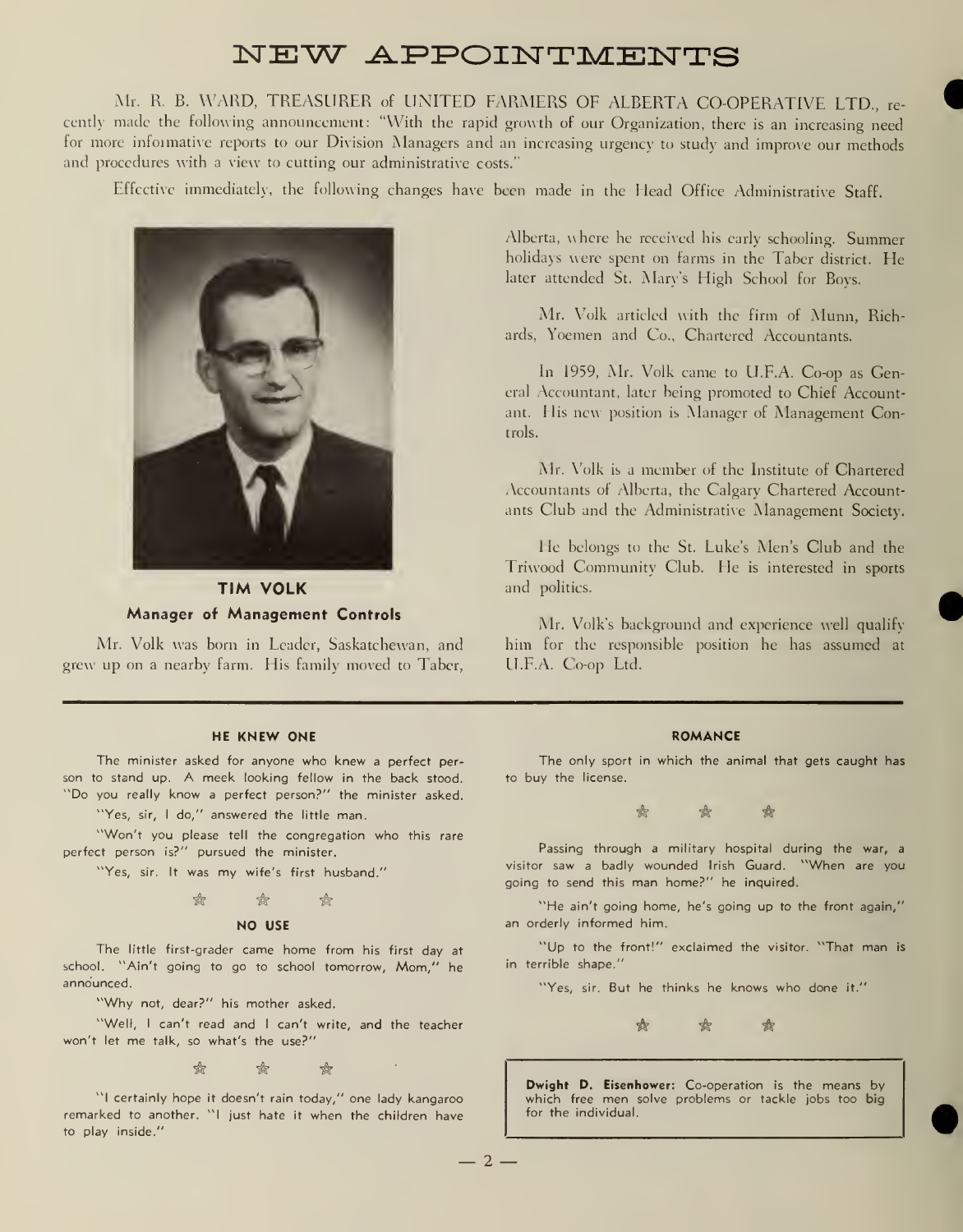# NEW APPOINTMENTS

Mr. R. B. WARD, TREASURER of UNITED FARMERS OF ALBERTA CO-OPERATIVE LTD., recently made the following announcement: "With the rapid growth of our Organization, there is an increasing need for more informative reports to our Division Managers and an increasing urgency to study and improve our methods and procedures with a view to cutting our administrative costs."

Effective immediately, the following changes have been made in the Head Office Administrative Staff.

**TIM VOLK**
**Manager of Management Controls**

Mr. Volk was born in Leader, Saskatchewan, and grew up on a nearby farm. His family moved to Taber, Alberta, where he received his early schooling. Summer holidays were spent on farms in the Taber district. He later attended St. Mary's High School for Boys.

Mr. Volk articled with the firm of Munn, Richards, Yoemen and Co., Chartered Accountants.

In 1959, Mr. Volk came to U.F.A. Co-op as General Accountant, later being promoted to Chief Accountant. His new position is Manager of Management Controls.

Mr. Volk is a member of the Institute of Chartered Accountants of Alberta, the Calgary Chartered Accountants Club and the Administrative Management Society.

He belongs to the St. Luke's Men's Club and the Triwood Community Club. He is interested in sports and politics.

Mr. Volk's background and experience well qualify him for the responsible position he has assumed at U.F.A. Co-op Ltd.

---

### HE KNEW ONE

The minister asked for anyone who knew a perfect person to stand up. A meek looking fellow in the back stood. "Do you really know a perfect person?" the minister asked.

"Yes, sir, I do," answered the little man.

"Won't you please tell the congregation who this rare perfect person is?" pursued the minister.

"Yes, sir. It was my wife's first husband."

☆ ☆ ☆

### NO USE

The little first-grader came home from his first day at school. "Ain't going to go to school tomorrow, Mom," he announced.

"Why not, dear?" his mother asked.

"Well, I can't read and I can't write, and the teacher won't let me talk, so what's the use?"

☆ ☆ ☆

"I certainly hope it doesn't rain today," one lady kangaroo remarked to another. "I just hate it when the children have to play inside."

### ROMANCE

The only sport in which the animal that gets caught has to buy the license.

☆ ☆ ☆

Passing through a military hospital during the war, a visitor saw a badly wounded Irish Guard. "When are you going to send this man home?" he inquired.

"He ain't going home, he's going up to the front again," an orderly informed him.

"Up to the front!" exclaimed the visitor. "That man is in terrible shape."

"Yes, sir. But he thinks he knows who done it."

☆ ☆ ☆

**Dwight D. Eisenhower:** Co-operation is the means by which free men solve problems or tackle jobs too big for the individual.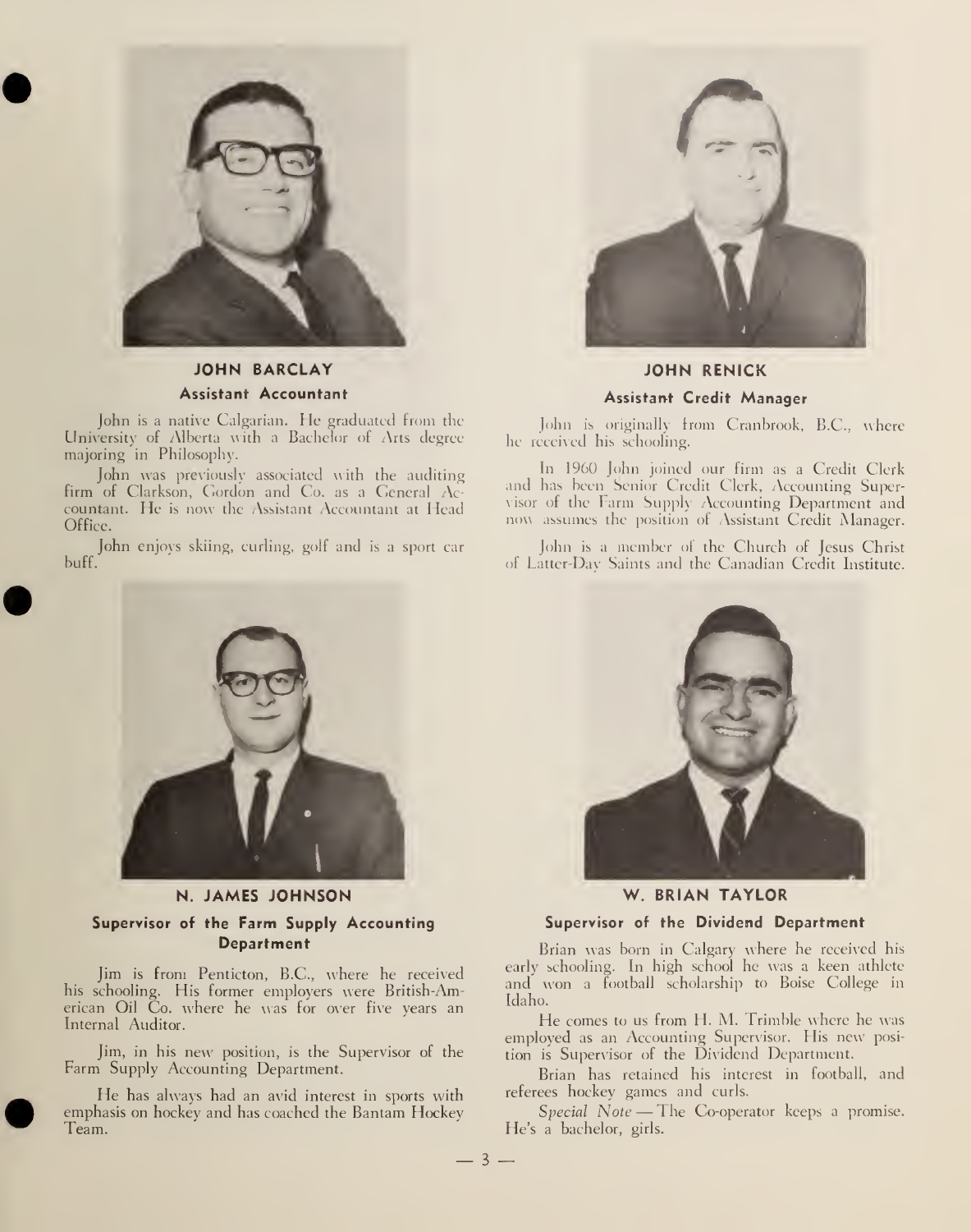## JOHN BARCLAY

**Assistant Accountant**

John is a native Calgarian. He graduated from the University of Alberta with a Bachelor of Arts degree majoring in Philosophy.

John was previously associated with the auditing firm of Clarkson, Gordon and Co. as a General Accountant. He is now the Assistant Accountant at Head Office.

John enjoys skiing, curling, golf and is a sport car buff.

## JOHN RENICK

**Assistant Credit Manager**

John is originally from Cranbrook, B.C., where he received his schooling.

In 1960 John joined our firm as a Credit Clerk and has been Senior Credit Clerk, Accounting Supervisor of the Farm Supply Accounting Department and now assumes the position of Assistant Credit Manager.

John is a member of the Church of Jesus Christ of Latter-Day Saints and the Canadian Credit Institute.

## N. JAMES JOHNSON

**Supervisor of the Farm Supply Accounting Department**

Jim is from Penticton, B.C., where he received his schooling. His former employers were British-American Oil Co. where he was for over five years an Internal Auditor.

Jim, in his new position, is the Supervisor of the Farm Supply Accounting Department.

He has always had an avid interest in sports with emphasis on hockey and has coached the Bantam Hockey Team.

## W. BRIAN TAYLOR

**Supervisor of the Dividend Department**

Brian was born in Calgary where he received his early schooling. In high school he was a keen athlete and won a football scholarship to Boise College in Idaho.

He comes to us from H. M. Trimble where he was employed as an Accounting Supervisor. His new position is Supervisor of the Dividend Department.

Brian has retained his interest in football, and referees hockey games and curls.

*Special Note* — The Co-operator keeps a promise. He's a bachelor, girls.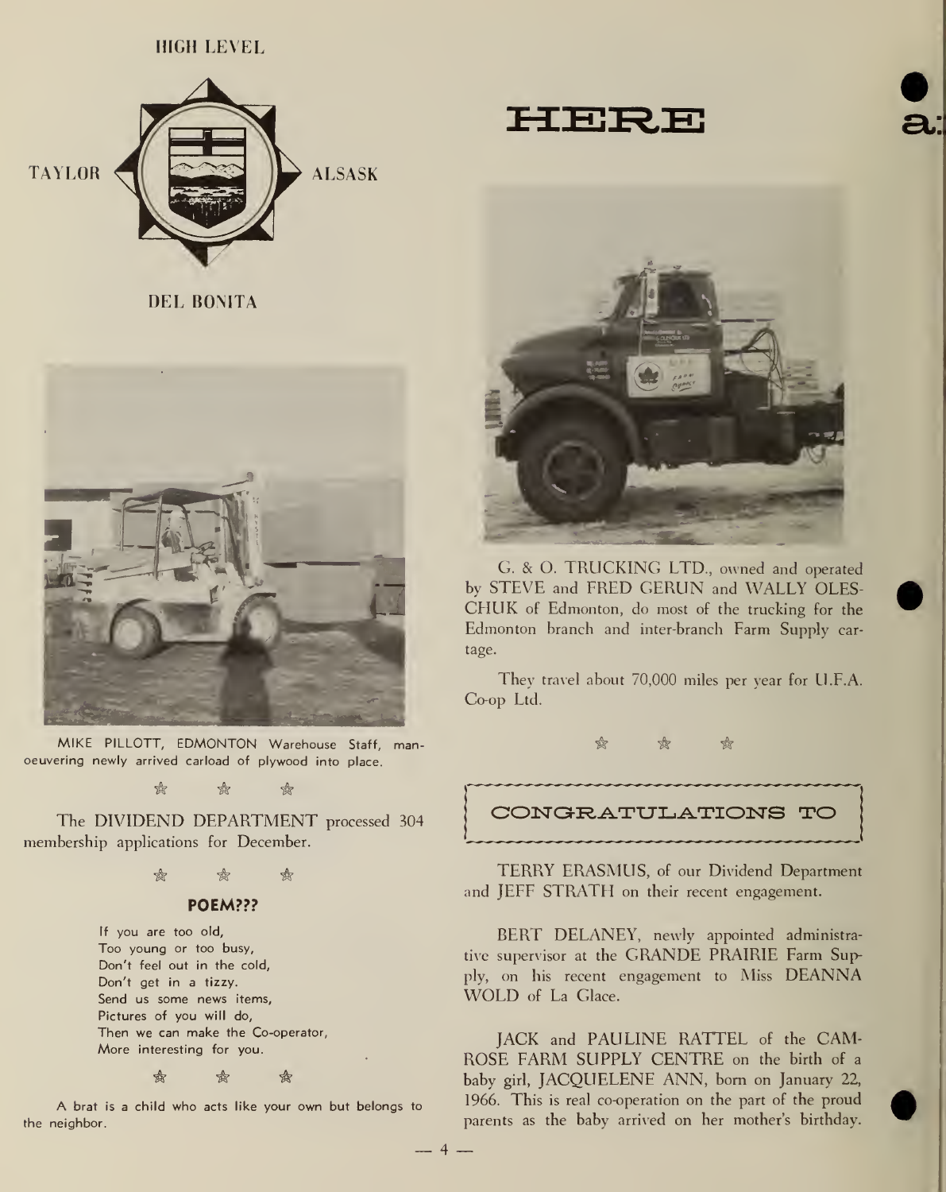HIGH LEVEL

TAYLOR — ALSASK

DEL BONITA

MIKE PILLOTT, EDMONTON Warehouse Staff, manoeuvering newly arrived carload of plywood into place.

The DIVIDEND DEPARTMENT processed 304 membership applications for December.

### POEM???

If you are too old,
Too young or too busy,
Don't feel out in the cold,
Don't get in a tizzy.
Send us some news items,
Pictures of you will do,
Then we can make the Co-operator,
More interesting for you.

A brat is a child who acts like your own but belongs to the neighbor.

# HERE

G. & O. TRUCKING LTD., owned and operated by STEVE and FRED GERUN and WALLY OLESCHUK of Edmonton, do most of the trucking for the Edmonton branch and inter-branch Farm Supply cartage.

They travel about 70,000 miles per year for U.F.A. Co-op Ltd.

## CONGRATULATIONS TO

TERRY ERASMUS, of our Dividend Department and JEFF STRATH on their recent engagement.

BERT DELANEY, newly appointed administrative supervisor at the GRANDE PRAIRIE Farm Supply, on his recent engagement to Miss DEANNA WOLD of La Glace.

JACK and PAULINE RATTEL of the CAMROSE FARM SUPPLY CENTRE on the birth of a baby girl, JACQUELENE ANN, born on January 22, 1966. This is real co-operation on the part of the proud parents as the baby arrived on her mother's birthday.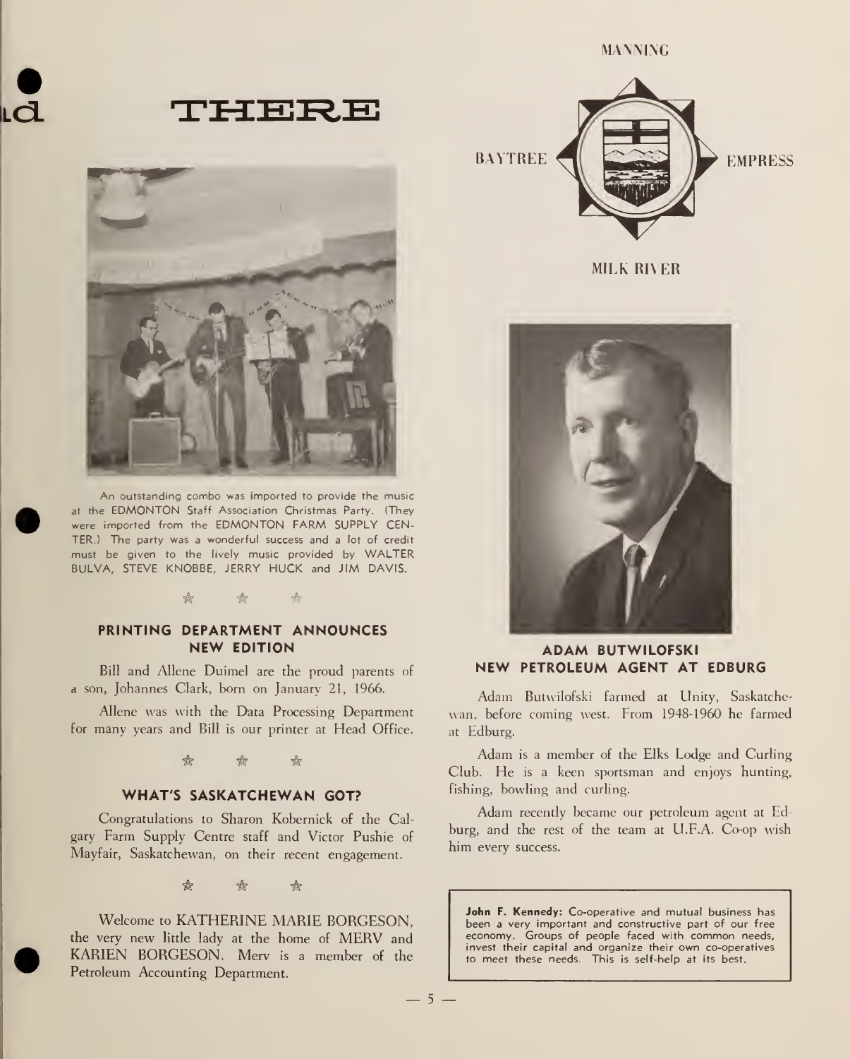# THERE

An outstanding combo was imported to provide the music at the EDMONTON Staff Association Christmas Party. (They were imported from the EDMONTON FARM SUPPLY CENTER.) The party was a wonderful success and a lot of credit must be given to the lively music provided by WALTER BULVA, STEVE KNOBBE, JERRY HUCK and JIM DAVIS.

### PRINTING DEPARTMENT ANNOUNCES NEW EDITION

Bill and Allene Duimel are the proud parents of a son, Johannes Clark, born on January 21, 1966.

Allene was with the Data Processing Department for many years and Bill is our printer at Head Office.

### WHAT'S SASKATCHEWAN GOT?

Congratulations to Sharon Kobernick of the Calgary Farm Supply Centre staff and Victor Pushie of Mayfair, Saskatchewan, on their recent engagement.

Welcome to KATHERINE MARIE BORGESON, the very new little lady at the home of MERV and KARIEN BORGESON. Merv is a member of the Petroleum Accounting Department.

MANNING

BAYTREE EMPRESS

MILK RIVER

### ADAM BUTWILOFSKI NEW PETROLEUM AGENT AT EDBURG

Adam Butwilofski farmed at Unity, Saskatchewan, before coming west. From 1948-1960 he farmed at Edburg.

Adam is a member of the Elks Lodge and Curling Club. He is a keen sportsman and enjoys hunting, fishing, bowling and curling.

Adam recently became our petroleum agent at Edburg, and the rest of the team at U.F.A. Co-op wish him every success.

**John F. Kennedy:** Co-operative and mutual business has been a very important and constructive part of our free economy. Groups of people faced with common needs, invest their capital and organize their own co-operatives to meet these needs. This is self-help at its best.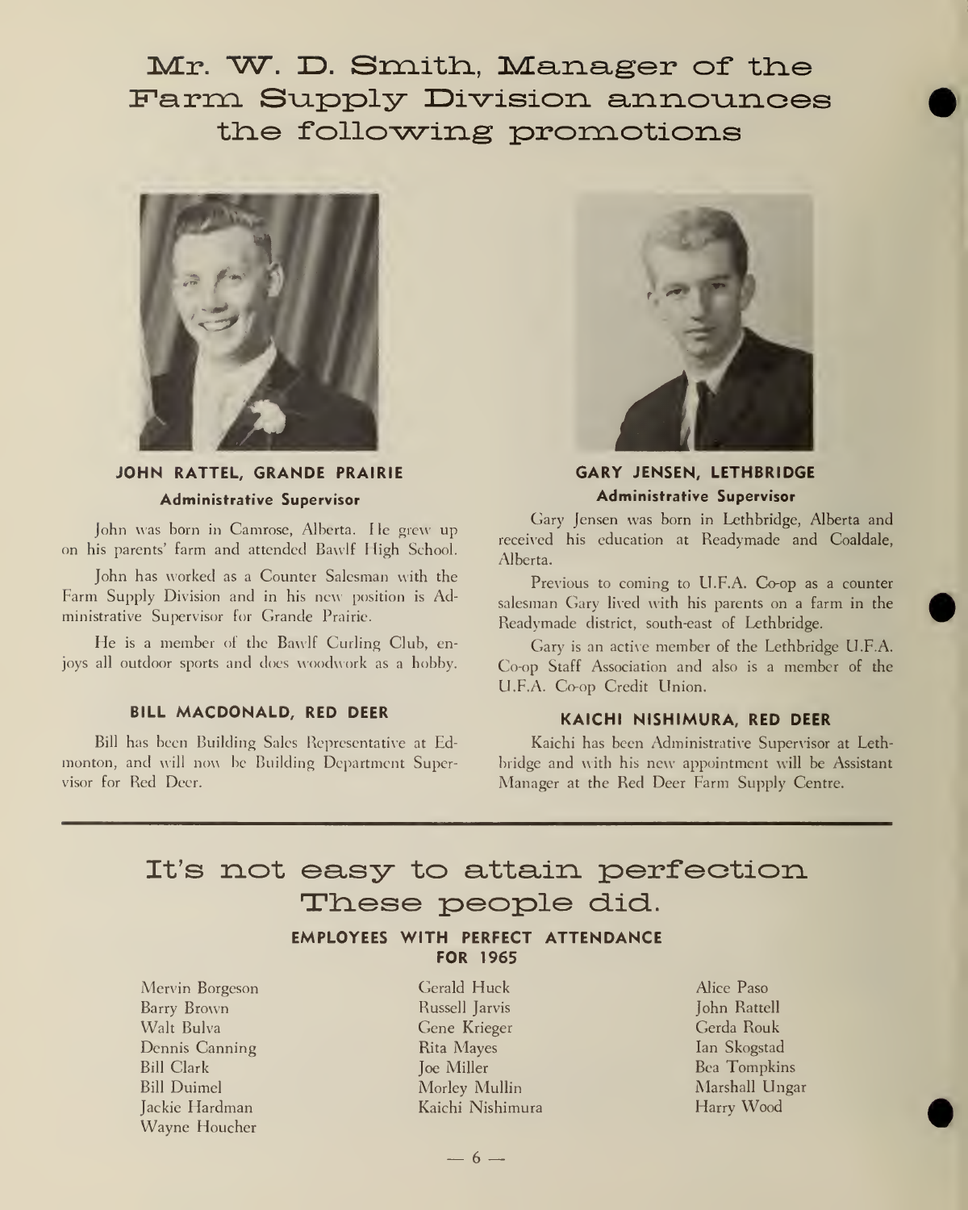# Mr. W. D. Smith, Manager of the Farm Supply Division announces the following promotions

### JOHN RATTEL, GRANDE PRAIRIE

**Administrative Supervisor**

John was born in Camrose, Alberta. He grew up on his parents' farm and attended Bawlf High School.

John has worked as a Counter Salesman with the Farm Supply Division and in his new position is Administrative Supervisor for Grande Prairie.

He is a member of the Bawlf Curling Club, enjoys all outdoor sports and does woodwork as a hobby.

### BILL MACDONALD, RED DEER

Bill has been Building Sales Representative at Edmonton, and will now be Building Department Supervisor for Red Deer.

### GARY JENSEN, LETHBRIDGE

**Administrative Supervisor**

Gary Jensen was born in Lethbridge, Alberta and received his education at Readymade and Coaldale, Alberta.

Previous to coming to U.F.A. Co-op as a counter salesman Gary lived with his parents on a farm in the Readymade district, south-east of Lethbridge.

Gary is an active member of the Lethbridge U.F.A. Co-op Staff Association and also is a member of the U.F.A. Co-op Credit Union.

### KAICHI NISHIMURA, RED DEER

Kaichi has been Administrative Supervisor at Lethbridge and with his new appointment will be Assistant Manager at the Red Deer Farm Supply Centre.

---

# It's not easy to attain perfection These people did.

### EMPLOYEES WITH PERFECT ATTENDANCE FOR 1965

Mervin Borgeson
Barry Brown
Walt Bulva
Dennis Canning
Bill Clark
Bill Duimel
Jackie Hardman
Wayne Houcher
Gerald Huck
Russell Jarvis
Gene Krieger
Rita Mayes
Joe Miller
Morley Mullin
Kaichi Nishimura
Alice Paso
John Rattell
Gerda Rouk
Ian Skogstad
Bea Tompkins
Marshall Ungar
Harry Wood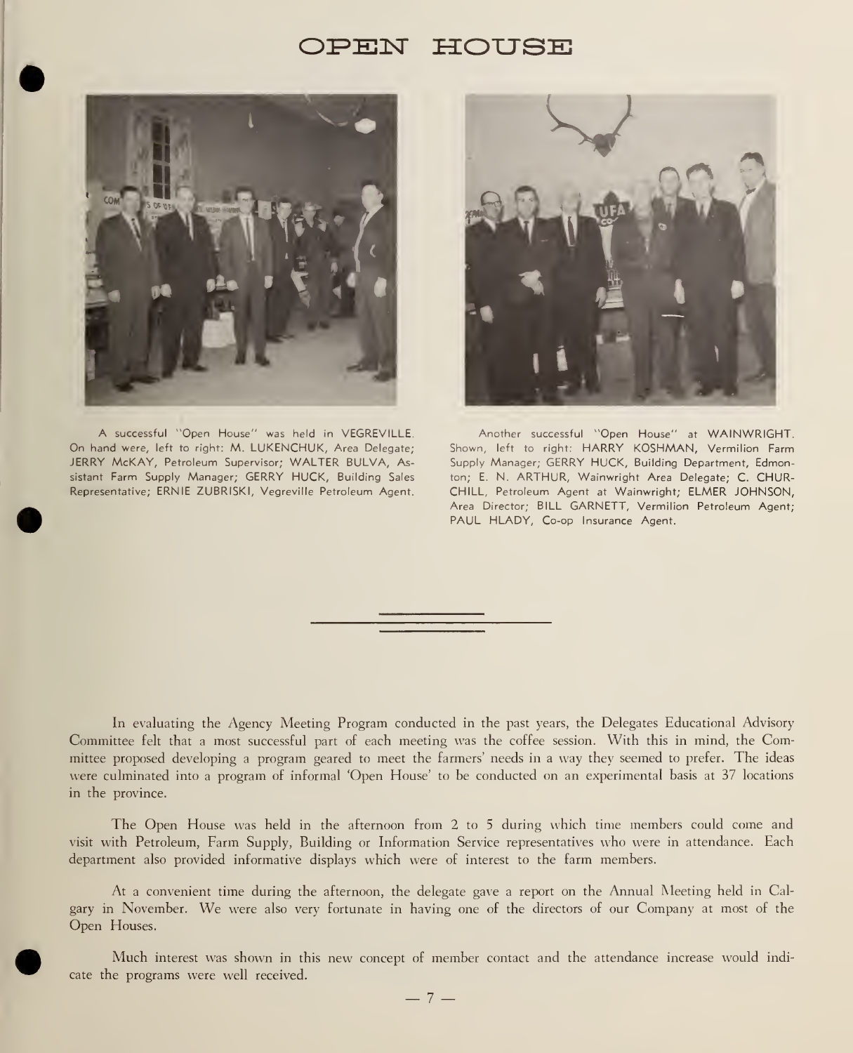# OPEN HOUSE

A successful "Open House" was held in VEGREVILLE. On hand were, left to right: M. LUKENCHUK, Area Delegate; JERRY McKAY, Petroleum Supervisor; WALTER BULVA, Assistant Farm Supply Manager; GERRY HUCK, Building Sales Representative; ERNIE ZUBRISKI, Vegreville Petroleum Agent.

Another successful "Open House" at WAINWRIGHT. Shown, left to right: HARRY KOSHMAN, Vermilion Farm Supply Manager; GERRY HUCK, Building Department, Edmonton; E. N. ARTHUR, Wainwright Area Delegate; C. CHURCHILL, Petroleum Agent at Wainwright; ELMER JOHNSON, Area Director; BILL GARNETT, Vermilion Petroleum Agent; PAUL HLADY, Co-op Insurance Agent.

---

In evaluating the Agency Meeting Program conducted in the past years, the Delegates Educational Advisory Committee felt that a most successful part of each meeting was the coffee session. With this in mind, the Committee proposed developing a program geared to meet the farmers' needs in a way they seemed to prefer. The ideas were culminated into a program of informal 'Open House' to be conducted on an experimental basis at 37 locations in the province.

The Open House was held in the afternoon from 2 to 5 during which time members could come and visit with Petroleum, Farm Supply, Building or Information Service representatives who were in attendance. Each department also provided informative displays which were of interest to the farm members.

At a convenient time during the afternoon, the delegate gave a report on the Annual Meeting held in Calgary in November. We were also very fortunate in having one of the directors of our Company at most of the Open Houses.

Much interest was shown in this new concept of member contact and the attendance increase would indicate the programs were well received.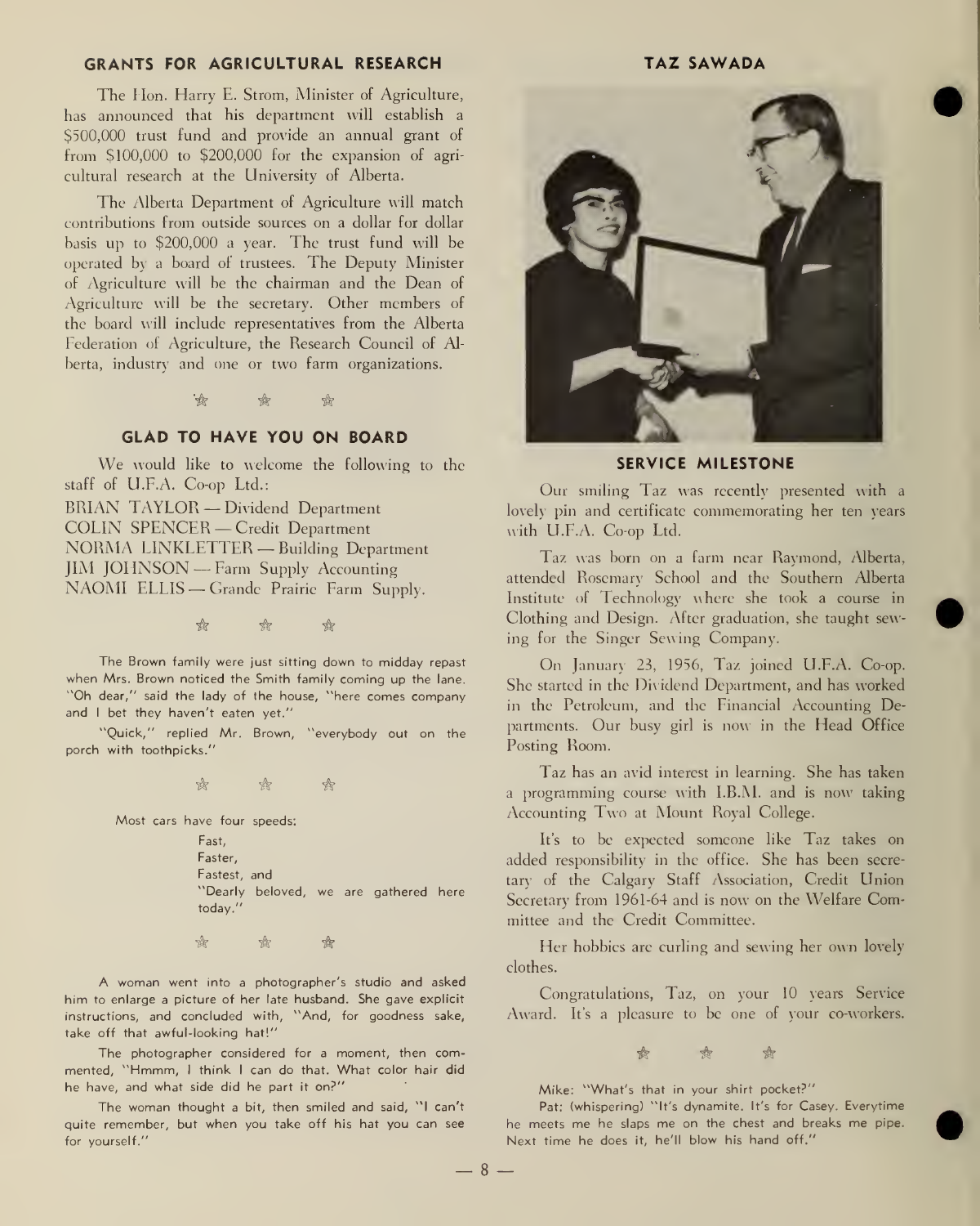## GRANTS FOR AGRICULTURAL RESEARCH

The Hon. Harry E. Strom, Minister of Agriculture, has announced that his department will establish a $500,000 trust fund and provide an annual grant of from $100,000 to $200,000 for the expansion of agricultural research at the University of Alberta.

The Alberta Department of Agriculture will match contributions from outside sources on a dollar for dollar basis up to $200,000 a year. The trust fund will be operated by a board of trustees. The Deputy Minister of Agriculture will be the chairman and the Dean of Agriculture will be the secretary. Other members of the board will include representatives from the Alberta Federation of Agriculture, the Research Council of Alberta, industry and one or two farm organizations.

☆ ☆ ☆

## GLAD TO HAVE YOU ON BOARD

We would like to welcome the following to the staff of U.F.A. Co-op Ltd.:

BRIAN TAYLOR — Dividend Department
COLIN SPENCER — Credit Department
NORMA LINKLETTER — Building Department
JIM JOHNSON — Farm Supply Accounting
NAOMI ELLIS — Grande Prairie Farm Supply.

☆ ☆ ☆

The Brown family were just sitting down to midday repast when Mrs. Brown noticed the Smith family coming up the lane. "Oh dear," said the lady of the house, "here comes company and I bet they haven't eaten yet."

"Quick," replied Mr. Brown, "everybody out on the porch with toothpicks."

☆ ☆ ☆

Most cars have four speeds:

Fast,
Faster,
Fastest, and
"Dearly beloved, we are gathered here today."

☆ ☆ ☆

A woman went into a photographer's studio and asked him to enlarge a picture of her late husband. She gave explicit instructions, and concluded with, "And, for goodness sake, take off that awful-looking hat!"

The photographer considered for a moment, then commented, "Hmmm, I think I can do that. What color hair did he have, and what side did he part it on?"

The woman thought a bit, then smiled and said, "I can't quite remember, but when you take off his hat you can see for yourself."

## TAZ SAWADA

## SERVICE MILESTONE

Our smiling Taz was recently presented with a lovely pin and certificate commemorating her ten years with U.F.A. Co-op Ltd.

Taz was born on a farm near Raymond, Alberta, attended Rosemary School and the Southern Alberta Institute of Technology where she took a course in Clothing and Design. After graduation, she taught sewing for the Singer Sewing Company.

On January 23, 1956, Taz joined U.F.A. Co-op. She started in the Dividend Department, and has worked in the Petroleum, and the Financial Accounting Departments. Our busy girl is now in the Head Office Posting Room.

Taz has an avid interest in learning. She has taken a programming course with I.B.M. and is now taking Accounting Two at Mount Royal College.

It's to be expected someone like Taz takes on added responsibility in the office. She has been secretary of the Calgary Staff Association, Credit Union Secretary from 1961-64 and is now on the Welfare Committee and the Credit Committee.

Her hobbies are curling and sewing her own lovely clothes.

Congratulations, Taz, on your 10 years Service Award. It's a pleasure to be one of your co-workers.

☆ ☆ ☆

Mike: "What's that in your shirt pocket?"

Pat: (whispering) "It's dynamite. It's for Casey. Everytime he meets me he slaps me on the chest and breaks me pipe. Next time he does it, he'll blow his hand off."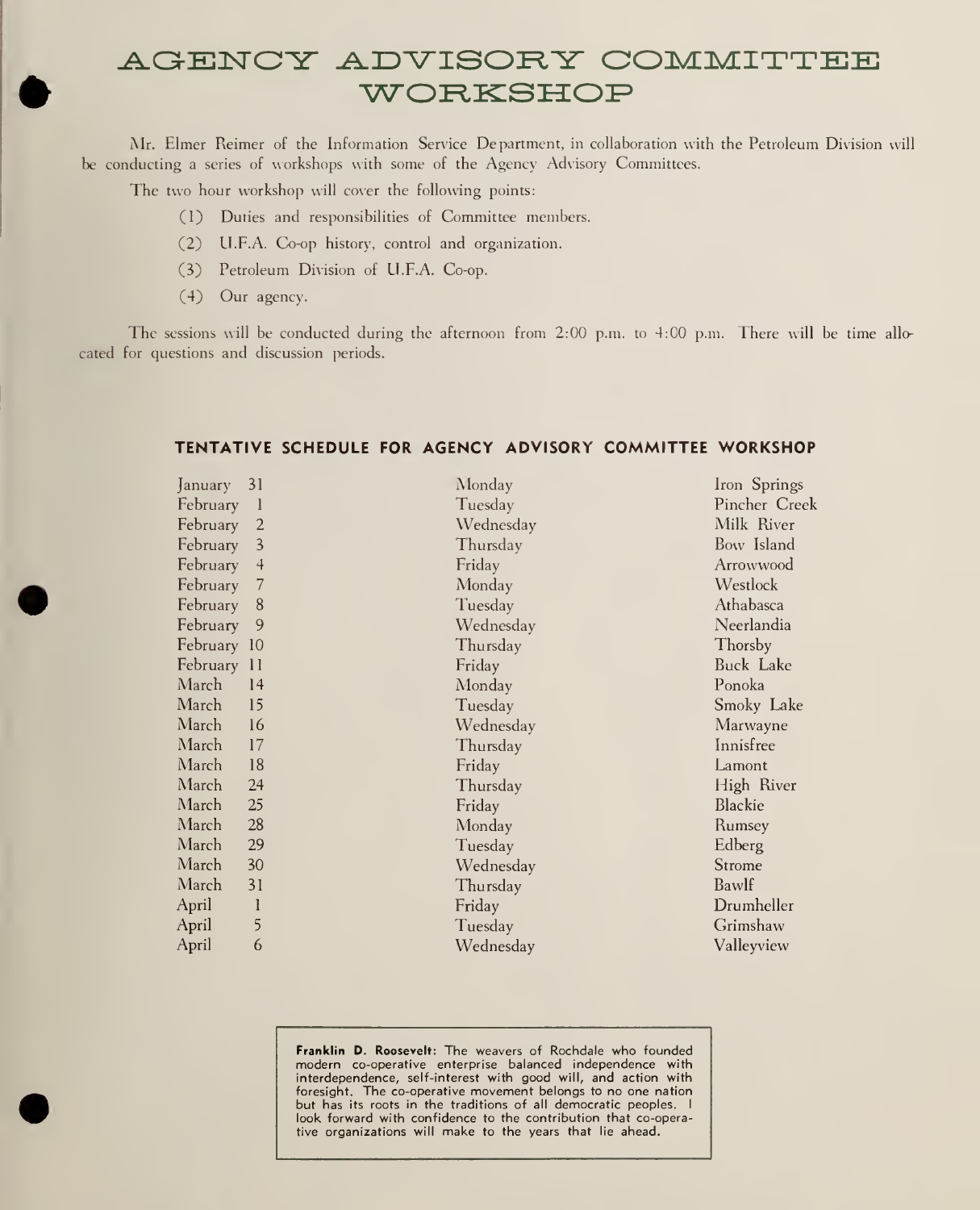# AGENCY ADVISORY COMMITTEE WORKSHOP

Mr. Elmer Reimer of the Information Service Department, in collaboration with the Petroleum Division will be conducting a series of workshops with some of the Agency Advisory Committees.

The two hour workshop will cover the following points:

(1) Duties and responsibilities of Committee members.

(2) U.F.A. Co-op history, control and organization.

(3) Petroleum Division of U.F.A. Co-op.

(4) Our agency.

The sessions will be conducted during the afternoon from 2:00 p.m. to 4:00 p.m. There will be time allocated for questions and discussion periods.

## TENTATIVE SCHEDULE FOR AGENCY ADVISORY COMMITTEE WORKSHOP

| | | |
|---|---|---|
| January 31 | Monday | Iron Springs |
| February 1 | Tuesday | Pincher Creek |
| February 2 | Wednesday | Milk River |
| February 3 | Thursday | Bow Island |
| February 4 | Friday | Arrowwood |
| February 7 | Monday | Westlock |
| February 8 | Tuesday | Athabasca |
| February 9 | Wednesday | Neerlandia |
| February 10 | Thursday | Thorsby |
| February 11 | Friday | Buck Lake |
| March 14 | Monday | Ponoka |
| March 15 | Tuesday | Smoky Lake |
| March 16 | Wednesday | Marwayne |
| March 17 | Thursday | Innisfree |
| March 18 | Friday | Lamont |
| March 24 | Thursday | High River |
| March 25 | Friday | Blackie |
| March 28 | Monday | Rumsey |
| March 29 | Tuesday | Edberg |
| March 30 | Wednesday | Strome |
| March 31 | Thursday | Bawlf |
| April 1 | Friday | Drumheller |
| April 5 | Tuesday | Grimshaw |
| April 6 | Wednesday | Valleyview |

**Franklin D. Roosevelt:** The weavers of Rochdale who founded modern co-operative enterprise balanced independence with interdependence, self-interest with good will, and action with foresight. The co-operative movement belongs to no one nation but has its roots in the traditions of all democratic peoples. I look forward with confidence to the contribution that co-operative organizations will make to the years that lie ahead.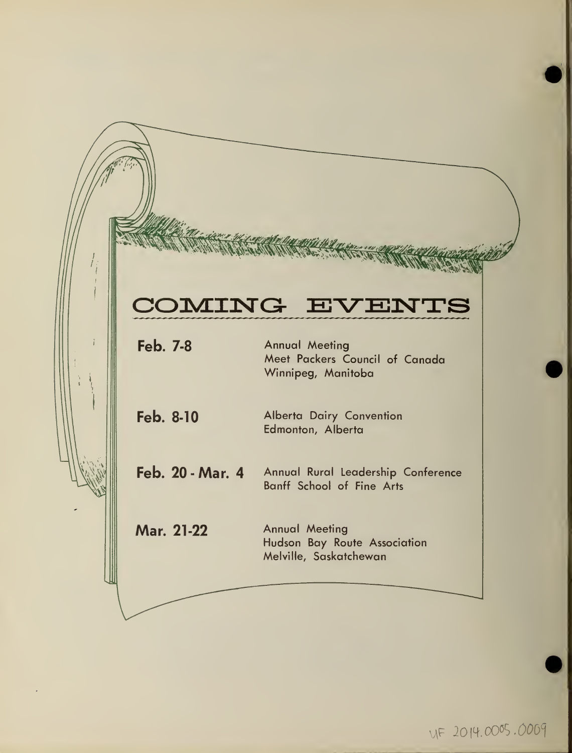# COMING EVENTS

| | |
|---|---|
| **Feb. 7-8** | Annual Meeting<br>Meet Packers Council of Canada<br>Winnipeg, Manitoba |
| **Feb. 8-10** | Alberta Dairy Convention<br>Edmonton, Alberta |
| **Feb. 20 - Mar. 4** | Annual Rural Leadership Conference<br>Banff School of Fine Arts |
| **Mar. 21-22** | Annual Meeting<br>Hudson Bay Route Association<br>Melville, Saskatchewan |

UF 2014.0005.0009